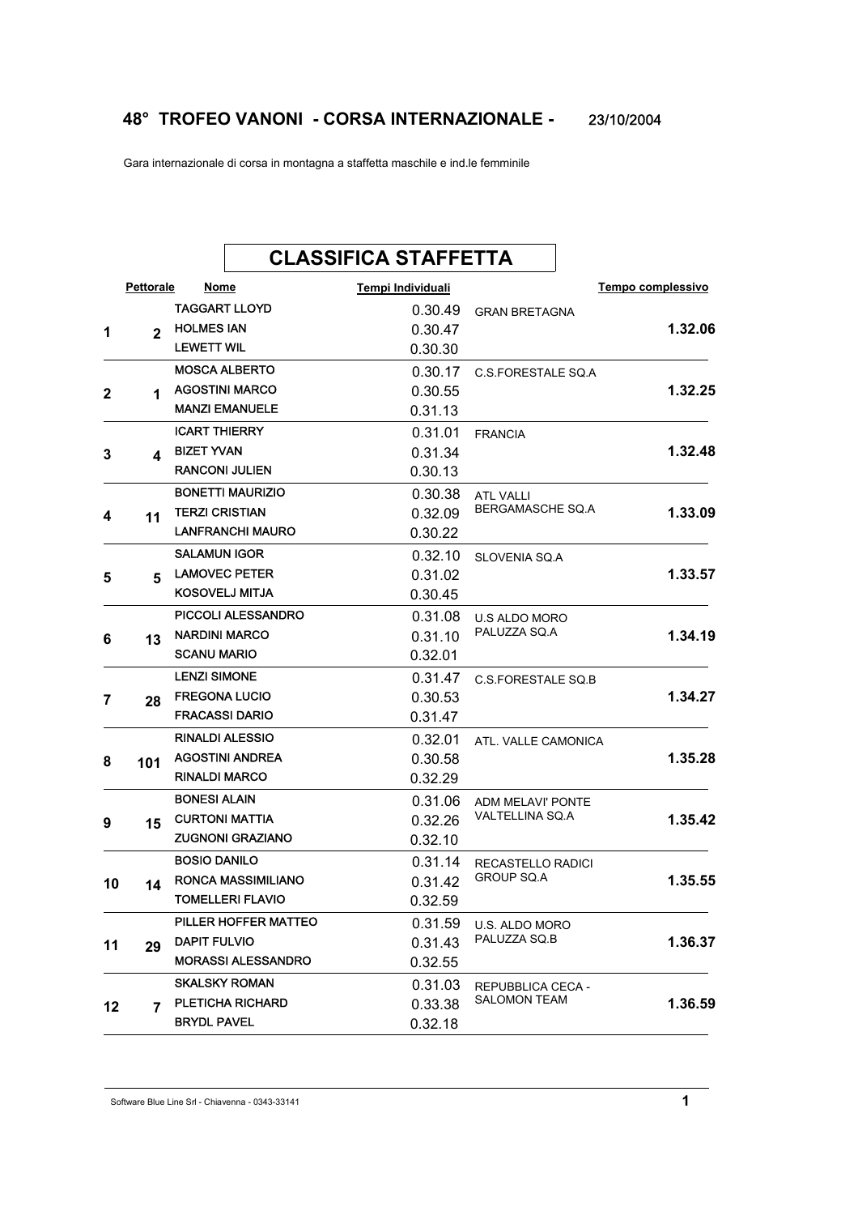# 48° TROFEO VANONI - CORSA INTERNAZIONALE - 23/10/2004

Gara internazionale di corsa in montagna a staffetta maschile e ind.le femminile

## CLASSIFICA STAFFETTA

| | Pettorale | Nome | Tempi Individuali | | Tempo complessivo |
|---|---|---|---|---|---|
| 1 | 2 | TAGGART LLOYD | 0.30.49 | GRAN BRETAGNA | 1.32.06 |
| | | HOLMES IAN | 0.30.47 | | |
| | | LEWETT WIL | 0.30.30 | | |
| 2 | 1 | MOSCA ALBERTO | 0.30.17 | C.S.FORESTALE SQ.A | 1.32.25 |
| | | AGOSTINI MARCO | 0.30.55 | | |
| | | MANZI EMANUELE | 0.31.13 | | |
| 3 | 4 | ICART THIERRY | 0.31.01 | FRANCIA | 1.32.48 |
| | | BIZET YVAN | 0.31.34 | | |
| | | RANCONI JULIEN | 0.30.13 | | |
| 4 | 11 | BONETTI MAURIZIO | 0.30.38 | ATL VALLI BERGAMASCHE SQ.A | 1.33.09 |
| | | TERZI CRISTIAN | 0.32.09 | | |
| | | LANFRANCHI MAURO | 0.30.22 | | |
| 5 | 5 | SALAMUN IGOR | 0.32.10 | SLOVENIA SQ.A | 1.33.57 |
| | | LAMOVEC PETER | 0.31.02 | | |
| | | KOSOVELJ MITJA | 0.30.45 | | |
| 6 | 13 | PICCOLI ALESSANDRO | 0.31.08 | U.S ALDO MORO PALUZZA SQ.A | 1.34.19 |
| | | NARDINI MARCO | 0.31.10 | | |
| | | SCANU MARIO | 0.32.01 | | |
| 7 | 28 | LENZI SIMONE | 0.31.47 | C.S.FORESTALE SQ.B | 1.34.27 |
| | | FREGONA LUCIO | 0.30.53 | | |
| | | FRACASSI DARIO | 0.31.47 | | |
| 8 | 101 | RINALDI ALESSIO | 0.32.01 | ATL. VALLE CAMONICA | 1.35.28 |
| | | AGOSTINI ANDREA | 0.30.58 | | |
| | | RINALDI MARCO | 0.32.29 | | |
| 9 | 15 | BONESI ALAIN | 0.31.06 | ADM MELAVI' PONTE VALTELLINA SQ.A | 1.35.42 |
| | | CURTONI MATTIA | 0.32.26 | | |
| | | ZUGNONI GRAZIANO | 0.32.10 | | |
| 10 | 14 | BOSIO DANILO | 0.31.14 | RECASTELLO RADICI GROUP SQ.A | 1.35.55 |
| | | RONCA MASSIMILIANO | 0.31.42 | | |
| | | TOMELLERI FLAVIO | 0.32.59 | | |
| 11 | 29 | PILLER HOFFER MATTEO | 0.31.59 | U.S. ALDO MORO PALUZZA SQ.B | 1.36.37 |
| | | DAPIT FULVIO | 0.31.43 | | |
| | | MORASSI ALESSANDRO | 0.32.55 | | |
| 12 | 7 | SKALSKY ROMAN | 0.31.03 | REPUBBLICA CECA - SALOMON TEAM | 1.36.59 |
| | | PLETICHA RICHARD | 0.33.38 | | |
| | | BRYDL PAVEL | 0.32.18 | | |

Software Blue Line Srl - Chiavenna - 0343-33141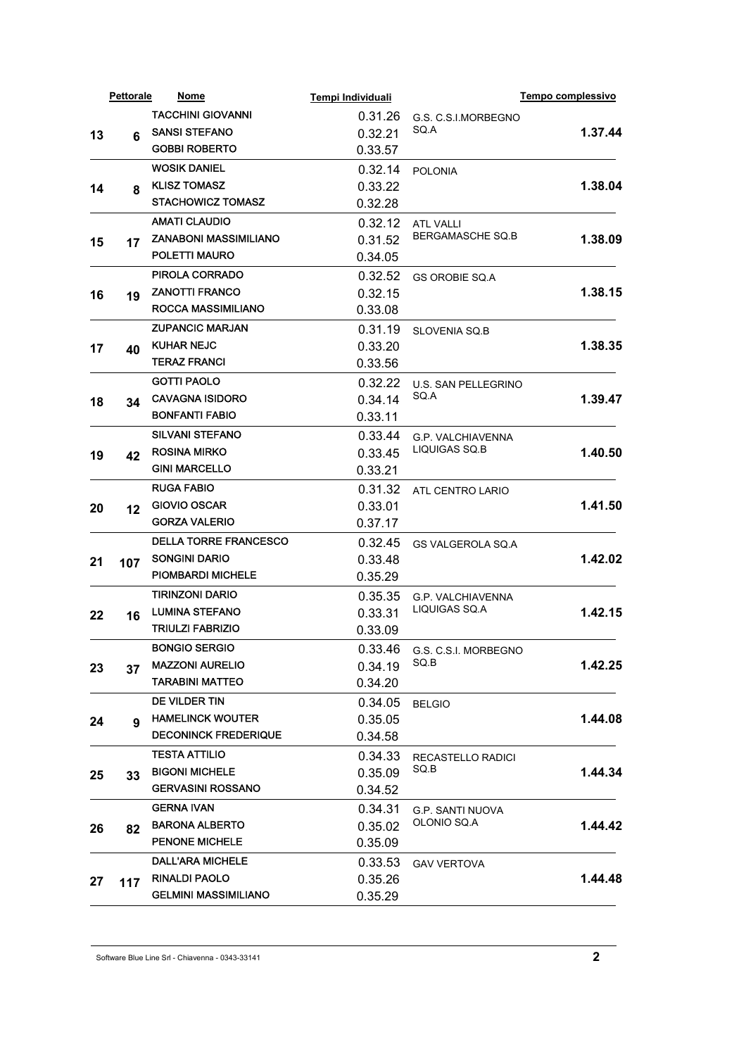| | Pettorale | Nome | Tempi Individuali | | Tempo complessivo |
|---|---|---|---|---|---|
| 13 | 6 | TACCHINI GIOVANNI | 0.31.26 | G.S. C.S.I.MORBEGNO SQ.A | 1.37.44 |
| | | SANSI STEFANO | 0.32.21 | | |
| | | GOBBI ROBERTO | 0.33.57 | | |
| 14 | 8 | WOSIK DANIEL | 0.32.14 | POLONIA | 1.38.04 |
| | | KLISZ TOMASZ | 0.33.22 | | |
| | | STACHOWICZ TOMASZ | 0.32.28 | | |
| 15 | 17 | AMATI CLAUDIO | 0.32.12 | ATL VALLI BERGAMASCHE SQ.B | 1.38.09 |
| | | ZANABONI MASSIMILIANO | 0.31.52 | | |
| | | POLETTI MAURO | 0.34.05 | | |
| 16 | 19 | PIROLA CORRADO | 0.32.52 | GS OROBIE SQ.A | 1.38.15 |
| | | ZANOTTI FRANCO | 0.32.15 | | |
| | | ROCCA MASSIMILIANO | 0.33.08 | | |
| 17 | 40 | ZUPANCIC MARJAN | 0.31.19 | SLOVENIA SQ.B | 1.38.35 |
| | | KUHAR NEJC | 0.33.20 | | |
| | | TERAZ FRANCI | 0.33.56 | | |
| 18 | 34 | GOTTI PAOLO | 0.32.22 | U.S. SAN PELLEGRINO SQ.A | 1.39.47 |
| | | CAVAGNA ISIDORO | 0.34.14 | | |
| | | BONFANTI FABIO | 0.33.11 | | |
| 19 | 42 | SILVANI STEFANO | 0.33.44 | G.P. VALCHIAVENNA LIQUIGAS SQ.B | 1.40.50 |
| | | ROSINA MIRKO | 0.33.45 | | |
| | | GINI MARCELLO | 0.33.21 | | |
| 20 | 12 | RUGA FABIO | 0.31.32 | ATL CENTRO LARIO | 1.41.50 |
| | | GIOVIO OSCAR | 0.33.01 | | |
| | | GORZA VALERIO | 0.37.17 | | |
| 21 | 107 | DELLA TORRE FRANCESCO | 0.32.45 | GS VALGEROLA SQ.A | 1.42.02 |
| | | SONGINI DARIO | 0.33.48 | | |
| | | PIOMBARDI MICHELE | 0.35.29 | | |
| 22 | 16 | TIRINZONI DARIO | 0.35.35 | G.P. VALCHIAVENNA LIQUIGAS SQ.A | 1.42.15 |
| | | LUMINA STEFANO | 0.33.31 | | |
| | | TRIULZI FABRIZIO | 0.33.09 | | |
| 23 | 37 | BONGIO SERGIO | 0.33.46 | G.S. C.S.I. MORBEGNO SQ.B | 1.42.25 |
| | | MAZZONI AURELIO | 0.34.19 | | |
| | | TARABINI MATTEO | 0.34.20 | | |
| 24 | 9 | DE VILDER TIN | 0.34.05 | BELGIO | 1.44.08 |
| | | HAMELINCK WOUTER | 0.35.05 | | |
| | | DECONINCK FREDERIQUE | 0.34.58 | | |
| 25 | 33 | TESTA ATTILIO | 0.34.33 | RECASTELLO RADICI SQ.B | 1.44.34 |
| | | BIGONI MICHELE | 0.35.09 | | |
| | | GERVASINI ROSSANO | 0.34.52 | | |
| 26 | 82 | GERNA IVAN | 0.34.31 | G.P. SANTI NUOVA OLONIO SQ.A | 1.44.42 |
| | | BARONA ALBERTO | 0.35.02 | | |
| | | PENONE MICHELE | 0.35.09 | | |
| 27 | 117 | DALL'ARA MICHELE | 0.33.53 | GAV VERTOVA | 1.44.48 |
| | | RINALDI PAOLO | 0.35.26 | | |
| | | GELMINI MASSIMILIANO | 0.35.29 | | |

Software Blue Line Srl - Chiavenna - 0343-33141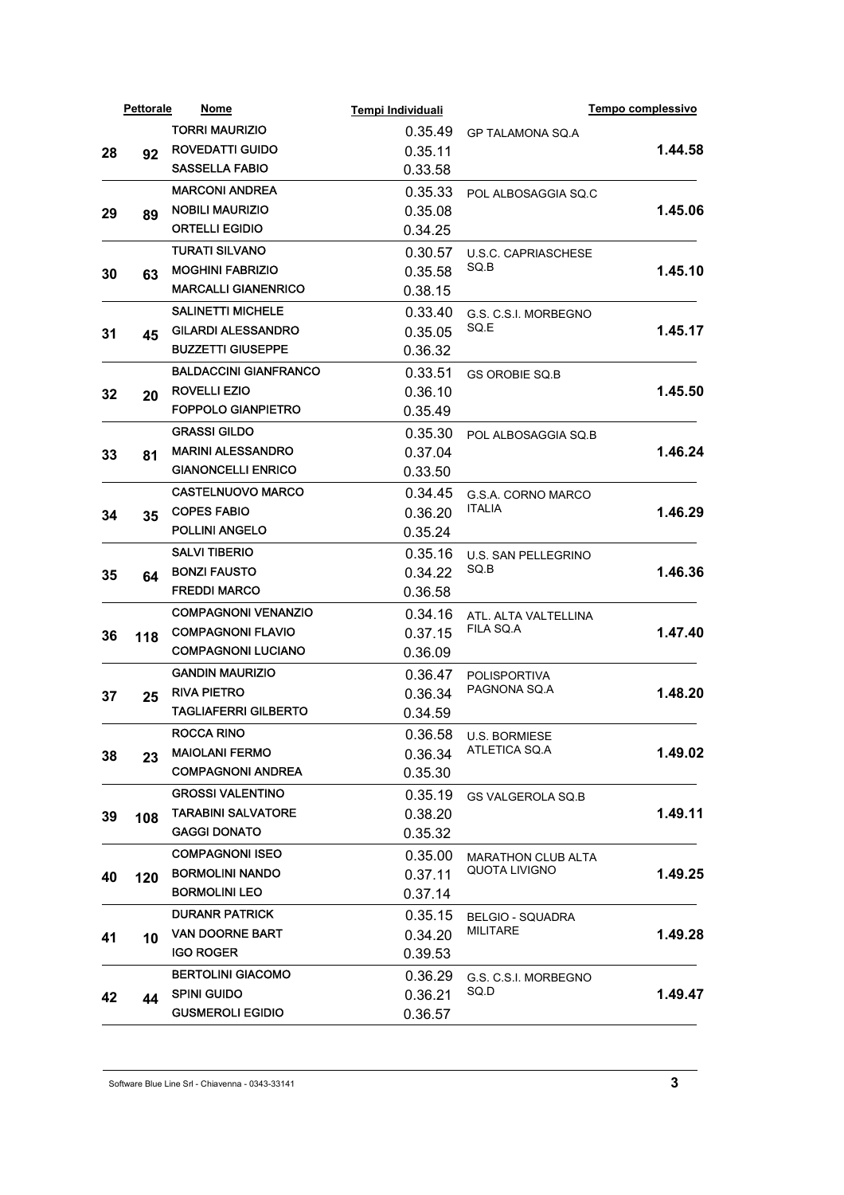| | Pettorale | Nome | Tempi Individuali | | Tempo complessivo |
|---|---|---|---|---|---|
| 28 | 92 | TORRI MAURIZIO | 0.35.49 | GP TALAMONA SQ.A | 1.44.58 |
| | | ROVEDATTI GUIDO | 0.35.11 | | |
| | | SASSELLA FABIO | 0.33.58 | | |
| 29 | 89 | MARCONI ANDREA | 0.35.33 | POL ALBOSAGGIA SQ.C | 1.45.06 |
| | | NOBILI MAURIZIO | 0.35.08 | | |
| | | ORTELLI EGIDIO | 0.34.25 | | |
| 30 | 63 | TURATI SILVANO | 0.30.57 | U.S.C. CAPRIASCHESE SQ.B | 1.45.10 |
| | | MOGHINI FABRIZIO | 0.35.58 | | |
| | | MARCALLI GIANENRICO | 0.38.15 | | |
| 31 | 45 | SALINETTI MICHELE | 0.33.40 | G.S. C.S.I. MORBEGNO SQ.E | 1.45.17 |
| | | GILARDI ALESSANDRO | 0.35.05 | | |
| | | BUZZETTI GIUSEPPE | 0.36.32 | | |
| 32 | 20 | BALDACCINI GIANFRANCO | 0.33.51 | GS OROBIE SQ.B | 1.45.50 |
| | | ROVELLI EZIO | 0.36.10 | | |
| | | FOPPOLO GIANPIETRO | 0.35.49 | | |
| 33 | 81 | GRASSI GILDO | 0.35.30 | POL ALBOSAGGIA SQ.B | 1.46.24 |
| | | MARINI ALESSANDRO | 0.37.04 | | |
| | | GIANONCELLI ENRICO | 0.33.50 | | |
| 34 | 35 | CASTELNUOVO MARCO | 0.34.45 | G.S.A. CORNO MARCO ITALIA | 1.46.29 |
| | | COPES FABIO | 0.36.20 | | |
| | | POLLINI ANGELO | 0.35.24 | | |
| 35 | 64 | SALVI TIBERIO | 0.35.16 | U.S. SAN PELLEGRINO SQ.B | 1.46.36 |
| | | BONZI FAUSTO | 0.34.22 | | |
| | | FREDDI MARCO | 0.36.58 | | |
| 36 | 118 | COMPAGNONI VENANZIO | 0.34.16 | ATL. ALTA VALTELLINA FILA SQ.A | 1.47.40 |
| | | COMPAGNONI FLAVIO | 0.37.15 | | |
| | | COMPAGNONI LUCIANO | 0.36.09 | | |
| 37 | 25 | GANDIN MAURIZIO | 0.36.47 | POLISPORTIVA PAGNONA SQ.A | 1.48.20 |
| | | RIVA PIETRO | 0.36.34 | | |
| | | TAGLIAFERRI GILBERTO | 0.34.59 | | |
| 38 | 23 | ROCCA RINO | 0.36.58 | U.S. BORMIESE ATLETICA SQ.A | 1.49.02 |
| | | MAIOLANI FERMO | 0.36.34 | | |
| | | COMPAGNONI ANDREA | 0.35.30 | | |
| 39 | 108 | GROSSI VALENTINO | 0.35.19 | GS VALGEROLA SQ.B | 1.49.11 |
| | | TARABINI SALVATORE | 0.38.20 | | |
| | | GAGGI DONATO | 0.35.32 | | |
| 40 | 120 | COMPAGNONI ISEO | 0.35.00 | MARATHON CLUB ALTA QUOTA LIVIGNO | 1.49.25 |
| | | BORMOLINI NANDO | 0.37.11 | | |
| | | BORMOLINI LEO | 0.37.14 | | |
| 41 | 10 | DURANR PATRICK | 0.35.15 | BELGIO - SQUADRA MILITARE | 1.49.28 |
| | | VAN DOORNE BART | 0.34.20 | | |
| | | IGO ROGER | 0.39.53 | | |
| 42 | 44 | BERTOLINI GIACOMO | 0.36.29 | G.S. C.S.I. MORBEGNO SQ.D | 1.49.47 |
| | | SPINI GUIDO | 0.36.21 | | |
| | | GUSMEROLI EGIDIO | 0.36.57 | | |

Software Blue Line Srl - Chiavenna - 0343-33141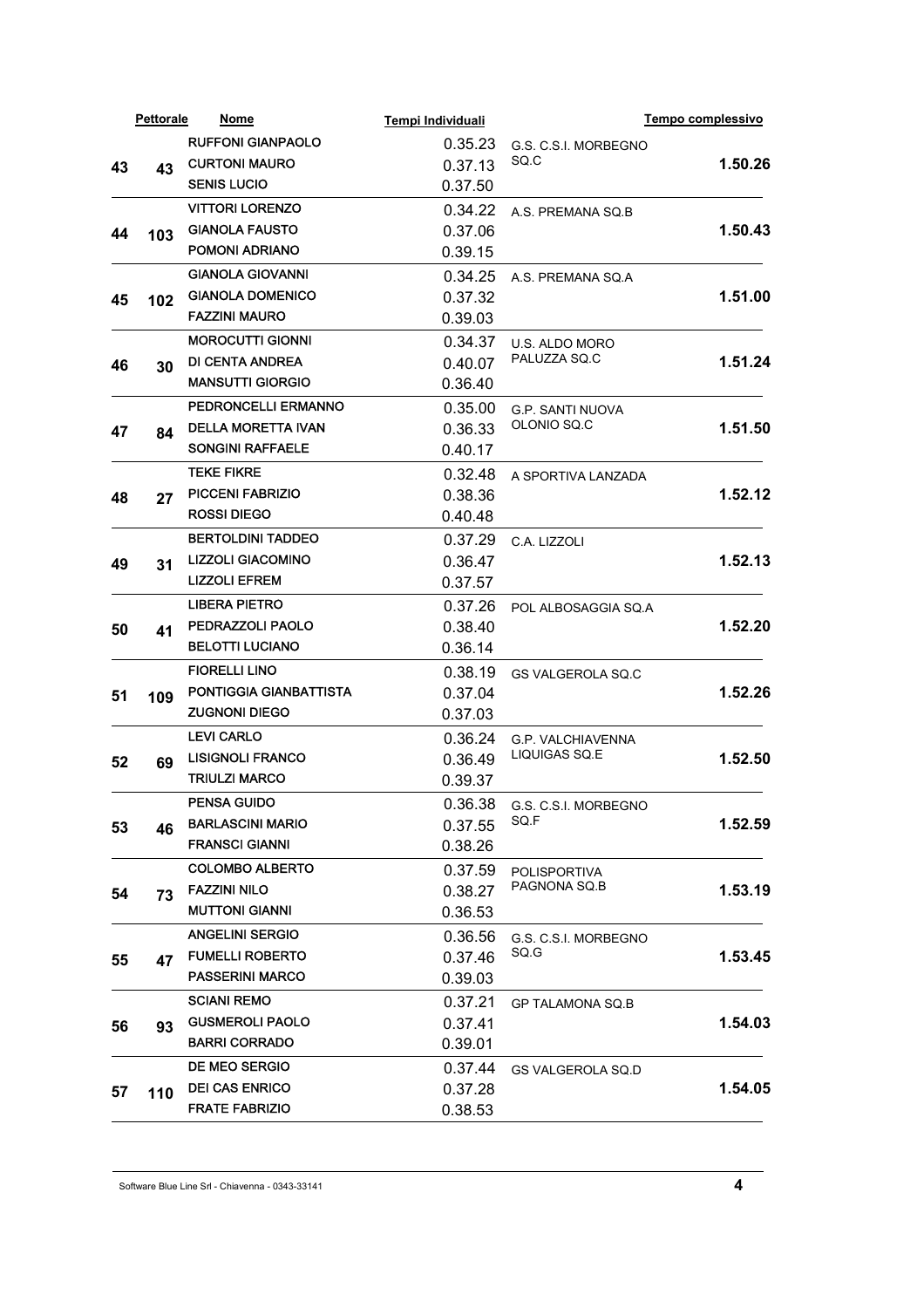| | Pettorale | Nome | Tempi Individuali | | Tempo complessivo |
|---|---|---|---|---|---|
| 43 | 43 | RUFFONI GIANPAOLO | 0.35.23 | G.S. C.S.I. MORBEGNO SQ.C | 1.50.26 |
| | | CURTONI MAURO | 0.37.13 | | |
| | | SENIS LUCIO | 0.37.50 | | |
| 44 | 103 | VITTORI LORENZO | 0.34.22 | A.S. PREMANA SQ.B | 1.50.43 |
| | | GIANOLA FAUSTO | 0.37.06 | | |
| | | POMONI ADRIANO | 0.39.15 | | |
| 45 | 102 | GIANOLA GIOVANNI | 0.34.25 | A.S. PREMANA SQ.A | 1.51.00 |
| | | GIANOLA DOMENICO | 0.37.32 | | |
| | | FAZZINI MAURO | 0.39.03 | | |
| 46 | 30 | MOROCUTTI GIONNI | 0.34.37 | U.S. ALDO MORO PALUZZA SQ.C | 1.51.24 |
| | | DI CENTA ANDREA | 0.40.07 | | |
| | | MANSUTTI GIORGIO | 0.36.40 | | |
| 47 | 84 | PEDRONCELLI ERMANNO | 0.35.00 | G.P. SANTI NUOVA OLONIO SQ.C | 1.51.50 |
| | | DELLA MORETTA IVAN | 0.36.33 | | |
| | | SONGINI RAFFAELE | 0.40.17 | | |
| 48 | 27 | TEKE FIKRE | 0.32.48 | A SPORTIVA LANZADA | 1.52.12 |
| | | PICCENI FABRIZIO | 0.38.36 | | |
| | | ROSSI DIEGO | 0.40.48 | | |
| 49 | 31 | BERTOLDINI TADDEO | 0.37.29 | C.A. LIZZOLI | 1.52.13 |
| | | LIZZOLI GIACOMINO | 0.36.47 | | |
| | | LIZZOLI EFREM | 0.37.57 | | |
| 50 | 41 | LIBERA PIETRO | 0.37.26 | POL ALBOSAGGIA SQ.A | 1.52.20 |
| | | PEDRAZZOLI PAOLO | 0.38.40 | | |
| | | BELOTTI LUCIANO | 0.36.14 | | |
| 51 | 109 | FIORELLI LINO | 0.38.19 | GS VALGEROLA SQ.C | 1.52.26 |
| | | PONTIGGIA GIANBATTISTA | 0.37.04 | | |
| | | ZUGNONI DIEGO | 0.37.03 | | |
| 52 | 69 | LEVI CARLO | 0.36.24 | G.P. VALCHIAVENNA LIQUIGAS SQ.E | 1.52.50 |
| | | LISIGNOLI FRANCO | 0.36.49 | | |
| | | TRIULZI MARCO | 0.39.37 | | |
| 53 | 46 | PENSA GUIDO | 0.36.38 | G.S. C.S.I. MORBEGNO SQ.F | 1.52.59 |
| | | BARLASCINI MARIO | 0.37.55 | | |
| | | FRANSCI GIANNI | 0.38.26 | | |
| 54 | 73 | COLOMBO ALBERTO | 0.37.59 | POLISPORTIVA PAGNONA SQ.B | 1.53.19 |
| | | FAZZINI NILO | 0.38.27 | | |
| | | MUTTONI GIANNI | 0.36.53 | | |
| 55 | 47 | ANGELINI SERGIO | 0.36.56 | G.S. C.S.I. MORBEGNO SQ.G | 1.53.45 |
| | | FUMELLI ROBERTO | 0.37.46 | | |
| | | PASSERINI MARCO | 0.39.03 | | |
| 56 | 93 | SCIANI REMO | 0.37.21 | GP TALAMONA SQ.B | 1.54.03 |
| | | GUSMEROLI PAOLO | 0.37.41 | | |
| | | BARRI CORRADO | 0.39.01 | | |
| 57 | 110 | DE MEO SERGIO | 0.37.44 | GS VALGEROLA SQ.D | 1.54.05 |
| | | DEI CAS ENRICO | 0.37.28 | | |
| | | FRATE FABRIZIO | 0.38.53 | | |

Software Blue Line Srl - Chiavenna - 0343-33141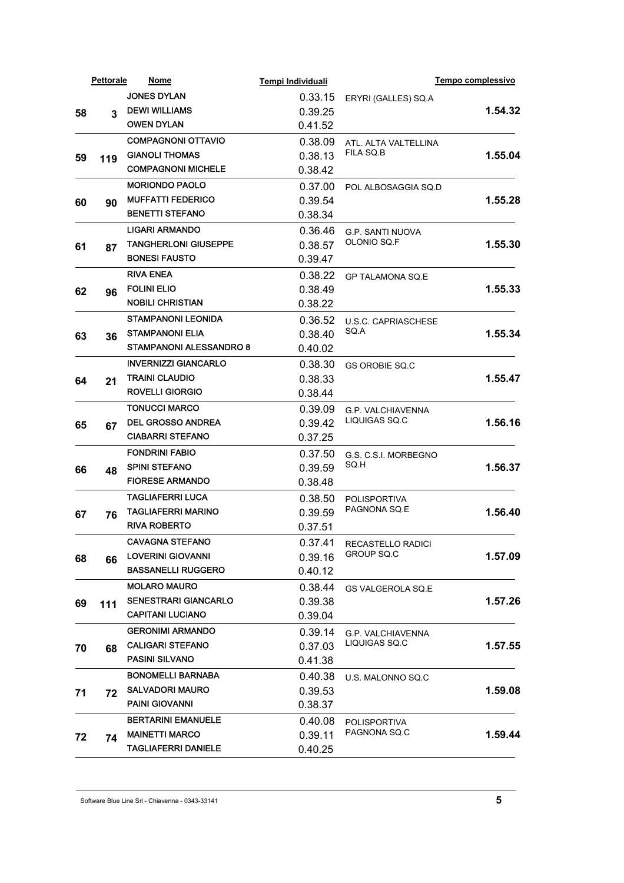| | Pettorale | Nome | Tempi Individuali | | Tempo complessivo |
|---|---|---|---|---|---|
| 58 | 3 | JONES DYLAN<br>DEWI WILLIAMS<br>OWEN DYLAN | 0.33.15<br>0.39.25<br>0.41.52 | ERYRI (GALLES) SQ.A | 1.54.32 |
| 59 | 119 | COMPAGNONI OTTAVIO<br>GIANOLI THOMAS<br>COMPAGNONI MICHELE | 0.38.09<br>0.38.13<br>0.38.42 | ATL. ALTA VALTELLINA FILA SQ.B | 1.55.04 |
| 60 | 90 | MORIONDO PAOLO<br>MUFFATTI FEDERICO<br>BENETTI STEFANO | 0.37.00<br>0.39.54<br>0.38.34 | POL ALBOSAGGIA SQ.D | 1.55.28 |
| 61 | 87 | LIGARI ARMANDO<br>TANGHERLONI GIUSEPPE<br>BONESI FAUSTO | 0.36.46<br>0.38.57<br>0.39.47 | G.P. SANTI NUOVA OLONIO SQ.F | 1.55.30 |
| 62 | 96 | RIVA ENEA<br>FOLINI ELIO<br>NOBILI CHRISTIAN | 0.38.22<br>0.38.49<br>0.38.22 | GP TALAMONA SQ.E | 1.55.33 |
| 63 | 36 | STAMPANONI LEONIDA<br>STAMPANONI ELIA<br>STAMPANONI ALESSANDRO 8 | 0.36.52<br>0.38.40<br>0.40.02 | U.S.C. CAPRIASCHESE SQ.A | 1.55.34 |
| 64 | 21 | INVERNIZZI GIANCARLO<br>TRAINI CLAUDIO<br>ROVELLI GIORGIO | 0.38.30<br>0.38.33<br>0.38.44 | GS OROBIE SQ.C | 1.55.47 |
| 65 | 67 | TONUCCI MARCO<br>DEL GROSSO ANDREA<br>CIABARRI STEFANO | 0.39.09<br>0.39.42<br>0.37.25 | G.P. VALCHIAVENNA LIQUIGAS SQ.C | 1.56.16 |
| 66 | 48 | FONDRINI FABIO<br>SPINI STEFANO<br>FIORESE ARMANDO | 0.37.50<br>0.39.59<br>0.38.48 | G.S. C.S.I. MORBEGNO SQ.H | 1.56.37 |
| 67 | 76 | TAGLIAFERRI LUCA<br>TAGLIAFERRI MARINO<br>RIVA ROBERTO | 0.38.50<br>0.39.59<br>0.37.51 | POLISPORTIVA PAGNONA SQ.E | 1.56.40 |
| 68 | 66 | CAVAGNA STEFANO<br>LOVERINI GIOVANNI<br>BASSANELLI RUGGERO | 0.37.41<br>0.39.16<br>0.40.12 | RECASTELLO RADICI GROUP SQ.C | 1.57.09 |
| 69 | 111 | MOLARO MAURO<br>SENESTRARI GIANCARLO<br>CAPITANI LUCIANO | 0.38.44<br>0.39.38<br>0.39.04 | GS VALGEROLA SQ.E | 1.57.26 |
| 70 | 68 | GERONIMI ARMANDO<br>CALIGARI STEFANO<br>PASINI SILVANO | 0.39.14<br>0.37.03<br>0.41.38 | G.P. VALCHIAVENNA LIQUIGAS SQ.C | 1.57.55 |
| 71 | 72 | BONOMELLI BARNABA<br>SALVADORI MAURO<br>PAINI GIOVANNI | 0.40.38<br>0.39.53<br>0.38.37 | U.S. MALONNO SQ.C | 1.59.08 |
| 72 | 74 | BERTARINI EMANUELE<br>MAINETTI MARCO<br>TAGLIAFERRI DANIELE | 0.40.08<br>0.39.11<br>0.40.25 | POLISPORTIVA PAGNONA SQ.C | 1.59.44 |

Software Blue Line Srl - Chiavenna - 0343-33141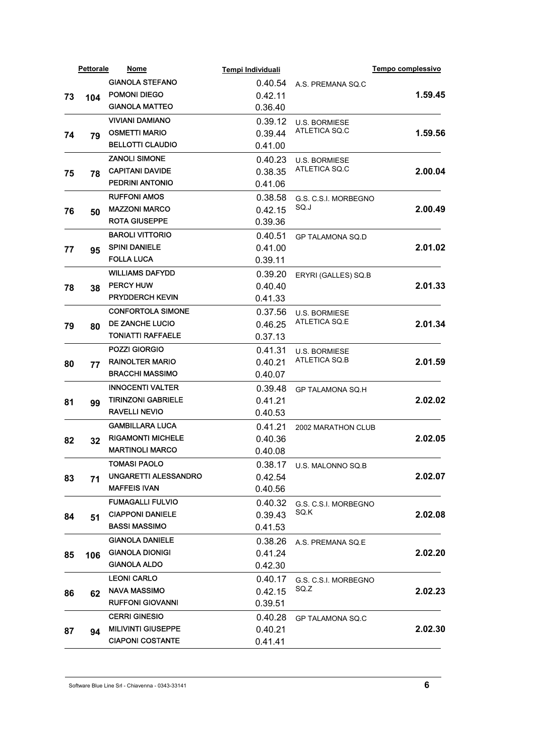| | Pettorale | Nome | Tempi Individuali | | Tempo complessivo |
|---|---|---|---|---|---|
| 73 | 104 | GIANOLA STEFANO | 0.40.54 | A.S. PREMANA SQ.C | 1.59.45 |
| | | POMONI DIEGO | 0.42.11 | | |
| | | GIANOLA MATTEO | 0.36.40 | | |
| 74 | 79 | VIVIANI DAMIANO | 0.39.12 | U.S. BORMIESE ATLETICA SQ.C | 1.59.56 |
| | | OSMETTI MARIO | 0.39.44 | | |
| | | BELLOTTI CLAUDIO | 0.41.00 | | |
| 75 | 78 | ZANOLI SIMONE | 0.40.23 | U.S. BORMIESE ATLETICA SQ.C | 2.00.04 |
| | | CAPITANI DAVIDE | 0.38.35 | | |
| | | PEDRINI ANTONIO | 0.41.06 | | |
| 76 | 50 | RUFFONI AMOS | 0.38.58 | G.S. C.S.I. MORBEGNO SQ.J | 2.00.49 |
| | | MAZZONI MARCO | 0.42.15 | | |
| | | ROTA GIUSEPPE | 0.39.36 | | |
| 77 | 95 | BAROLI VITTORIO | 0.40.51 | GP TALAMONA SQ.D | 2.01.02 |
| | | SPINI DANIELE | 0.41.00 | | |
| | | FOLLA LUCA | 0.39.11 | | |
| 78 | 38 | WILLIAMS DAFYDD | 0.39.20 | ERYRI (GALLES) SQ.B | 2.01.33 |
| | | PERCY HUW | 0.40.40 | | |
| | | PRYDDERCH KEVIN | 0.41.33 | | |
| 79 | 80 | CONFORTOLA SIMONE | 0.37.56 | U.S. BORMIESE ATLETICA SQ.E | 2.01.34 |
| | | DE ZANCHE LUCIO | 0.46.25 | | |
| | | TONIATTI RAFFAELE | 0.37.13 | | |
| 80 | 77 | POZZI GIORGIO | 0.41.31 | U.S. BORMIESE ATLETICA SQ.B | 2.01.59 |
| | | RAINOLTER MARIO | 0.40.21 | | |
| | | BRACCHI MASSIMO | 0.40.07 | | |
| 81 | 99 | INNOCENTI VALTER | 0.39.48 | GP TALAMONA SQ.H | 2.02.02 |
| | | TIRINZONI GABRIELE | 0.41.21 | | |
| | | RAVELLI NEVIO | 0.40.53 | | |
| 82 | 32 | GAMBILLARA LUCA | 0.41.21 | 2002 MARATHON CLUB | 2.02.05 |
| | | RIGAMONTI MICHELE | 0.40.36 | | |
| | | MARTINOLI MARCO | 0.40.08 | | |
| 83 | 71 | TOMASI PAOLO | 0.38.17 | U.S. MALONNO SQ.B | 2.02.07 |
| | | UNGARETTI ALESSANDRO | 0.42.54 | | |
| | | MAFFEIS IVAN | 0.40.56 | | |
| 84 | 51 | FUMAGALLI FULVIO | 0.40.32 | G.S. C.S.I. MORBEGNO SQ.K | 2.02.08 |
| | | CIAPPONI DANIELE | 0.39.43 | | |
| | | BASSI MASSIMO | 0.41.53 | | |
| 85 | 106 | GIANOLA DANIELE | 0.38.26 | A.S. PREMANA SQ.E | 2.02.20 |
| | | GIANOLA DIONIGI | 0.41.24 | | |
| | | GIANOLA ALDO | 0.42.30 | | |
| 86 | 62 | LEONI CARLO | 0.40.17 | G.S. C.S.I. MORBEGNO SQ.Z | 2.02.23 |
| | | NAVA MASSIMO | 0.42.15 | | |
| | | RUFFONI GIOVANNI | 0.39.51 | | |
| 87 | 94 | CERRI GINESIO | 0.40.28 | GP TALAMONA SQ.C | 2.02.30 |
| | | MILIVINTI GIUSEPPE | 0.40.21 | | |
| | | CIAPONI COSTANTE | 0.41.41 | | |

Software Blue Line Srl - Chiavenna - 0343-33141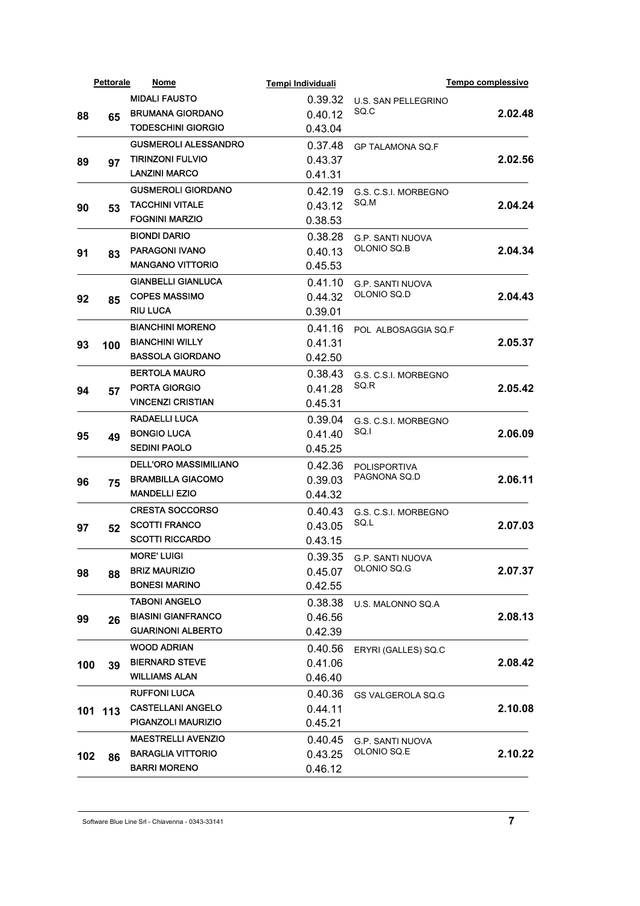| | Pettorale | Nome | Tempi Individuali | | Tempo complessivo |
|---|---|---|---|---|---|
| 88 | 65 | MIDALI FAUSTO | 0.39.32 | U.S. SAN PELLEGRINO SQ.C | 2.02.48 |
| | | BRUMANA GIORDANO | 0.40.12 | | |
| | | TODESCHINI GIORGIO | 0.43.04 | | |
| 89 | 97 | GUSMEROLI ALESSANDRO | 0.37.48 | GP TALAMONA SQ.F | 2.02.56 |
| | | TIRINZONI FULVIO | 0.43.37 | | |
| | | LANZINI MARCO | 0.41.31 | | |
| 90 | 53 | GUSMEROLI GIORDANO | 0.42.19 | G.S. C.S.I. MORBEGNO SQ.M | 2.04.24 |
| | | TACCHINI VITALE | 0.43.12 | | |
| | | FOGNINI MARZIO | 0.38.53 | | |
| 91 | 83 | BIONDI DARIO | 0.38.28 | G.P. SANTI NUOVA OLONIO SQ.B | 2.04.34 |
| | | PARAGONI IVANO | 0.40.13 | | |
| | | MANGANO VITTORIO | 0.45.53 | | |
| 92 | 85 | GIANBELLI GIANLUCA | 0.41.10 | G.P. SANTI NUOVA OLONIO SQ.D | 2.04.43 |
| | | COPES MASSIMO | 0.44.32 | | |
| | | RIU LUCA | 0.39.01 | | |
| 93 | 100 | BIANCHINI MORENO | 0.41.16 | POL ALBOSAGGIA SQ.F | 2.05.37 |
| | | BIANCHINI WILLY | 0.41.31 | | |
| | | BASSOLA GIORDANO | 0.42.50 | | |
| 94 | 57 | BERTOLA MAURO | 0.38.43 | G.S. C.S.I. MORBEGNO SQ.R | 2.05.42 |
| | | PORTA GIORGIO | 0.41.28 | | |
| | | VINCENZI CRISTIAN | 0.45.31 | | |
| 95 | 49 | RADAELLI LUCA | 0.39.04 | G.S. C.S.I. MORBEGNO SQ.I | 2.06.09 |
| | | BONGIO LUCA | 0.41.40 | | |
| | | SEDINI PAOLO | 0.45.25 | | |
| 96 | 75 | DELL'ORO MASSIMILIANO | 0.42.36 | POLISPORTIVA PAGNONA SQ.D | 2.06.11 |
| | | BRAMBILLA GIACOMO | 0.39.03 | | |
| | | MANDELLI EZIO | 0.44.32 | | |
| 97 | 52 | CRESTA SOCCORSO | 0.40.43 | G.S. C.S.I. MORBEGNO SQ.L | 2.07.03 |
| | | SCOTTI FRANCO | 0.43.05 | | |
| | | SCOTTI RICCARDO | 0.43.15 | | |
| 98 | 88 | MORE' LUIGI | 0.39.35 | G.P. SANTI NUOVA OLONIO SQ.G | 2.07.37 |
| | | BRIZ MAURIZIO | 0.45.07 | | |
| | | BONESI MARINO | 0.42.55 | | |
| 99 | 26 | TABONI ANGELO | 0.38.38 | U.S. MALONNO SQ.A | 2.08.13 |
| | | BIASINI GIANFRANCO | 0.46.56 | | |
| | | GUARINONI ALBERTO | 0.42.39 | | |
| 100 | 39 | WOOD ADRIAN | 0.40.56 | ERYRI (GALLES) SQ.C | 2.08.42 |
| | | BIERNARD STEVE | 0.41.06 | | |
| | | WILLIAMS ALAN | 0.46.40 | | |
| 101 | 113 | RUFFONI LUCA | 0.40.36 | GS VALGEROLA SQ.G | 2.10.08 |
| | | CASTELLANI ANGELO | 0.44.11 | | |
| | | PIGANZOLI MAURIZIO | 0.45.21 | | |
| 102 | 86 | MAESTRELLI AVENZIO | 0.40.45 | G.P. SANTI NUOVA OLONIO SQ.E | 2.10.22 |
| | | BARAGLIA VITTORIO | 0.43.25 | | |
| | | BARRI MORENO | 0.46.12 | | |

Software Blue Line Srl - Chiavenna - 0343-33141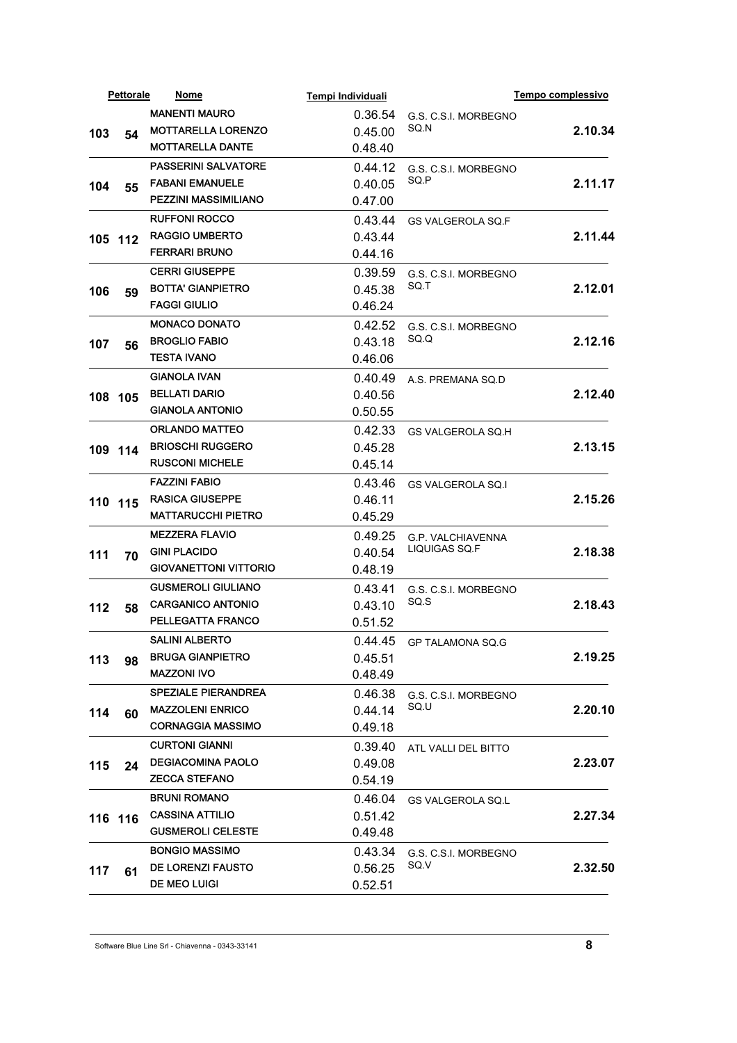| Pettorale | | Nome | Tempi Individuali | | Tempo complessivo |
|---|---|---|---|---|---|
| 103 | 54 | MANENTI MAURO | 0.36.54 | G.S. C.S.I. MORBEGNO SQ.N | 2.10.34 |
| | | MOTTARELLA LORENZO | 0.45.00 | | |
| | | MOTTARELLA DANTE | 0.48.40 | | |
| 104 | 55 | PASSERINI SALVATORE | 0.44.12 | G.S. C.S.I. MORBEGNO SQ.P | 2.11.17 |
| | | FABANI EMANUELE | 0.40.05 | | |
| | | PEZZINI MASSIMILIANO | 0.47.00 | | |
| 105 | 112 | RUFFONI ROCCO | 0.43.44 | GS VALGEROLA SQ.F | 2.11.44 |
| | | RAGGIO UMBERTO | 0.43.44 | | |
| | | FERRARI BRUNO | 0.44.16 | | |
| 106 | 59 | CERRI GIUSEPPE | 0.39.59 | G.S. C.S.I. MORBEGNO SQ.T | 2.12.01 |
| | | BOTTA' GIANPIETRO | 0.45.38 | | |
| | | FAGGI GIULIO | 0.46.24 | | |
| 107 | 56 | MONACO DONATO | 0.42.52 | G.S. C.S.I. MORBEGNO SQ.Q | 2.12.16 |
| | | BROGLIO FABIO | 0.43.18 | | |
| | | TESTA IVANO | 0.46.06 | | |
| 108 | 105 | GIANOLA IVAN | 0.40.49 | A.S. PREMANA SQ.D | 2.12.40 |
| | | BELLATI DARIO | 0.40.56 | | |
| | | GIANOLA ANTONIO | 0.50.55 | | |
| 109 | 114 | ORLANDO MATTEO | 0.42.33 | GS VALGEROLA SQ.H | 2.13.15 |
| | | BRIOSCHI RUGGERO | 0.45.28 | | |
| | | RUSCONI MICHELE | 0.45.14 | | |
| 110 | 115 | FAZZINI FABIO | 0.43.46 | GS VALGEROLA SQ.I | 2.15.26 |
| | | RASICA GIUSEPPE | 0.46.11 | | |
| | | MATTARUCCHI PIETRO | 0.45.29 | | |
| 111 | 70 | MEZZERA FLAVIO | 0.49.25 | G.P. VALCHIAVENNA LIQUIGAS SQ.F | 2.18.38 |
| | | GINI PLACIDO | 0.40.54 | | |
| | | GIOVANETTONI VITTORIO | 0.48.19 | | |
| 112 | 58 | GUSMEROLI GIULIANO | 0.43.41 | G.S. C.S.I. MORBEGNO SQ.S | 2.18.43 |
| | | CARGANICO ANTONIO | 0.43.10 | | |
| | | PELLEGATTA FRANCO | 0.51.52 | | |
| 113 | 98 | SALINI ALBERTO | 0.44.45 | GP TALAMONA SQ.G | 2.19.25 |
| | | BRUGA GIANPIETRO | 0.45.51 | | |
| | | MAZZONI IVO | 0.48.49 | | |
| 114 | 60 | SPEZIALE PIERANDREA | 0.46.38 | G.S. C.S.I. MORBEGNO SQ.U | 2.20.10 |
| | | MAZZOLENI ENRICO | 0.44.14 | | |
| | | CORNAGGIA MASSIMO | 0.49.18 | | |
| 115 | 24 | CURTONI GIANNI | 0.39.40 | ATL VALLI DEL BITTO | 2.23.07 |
| | | DEGIACOMINA PAOLO | 0.49.08 | | |
| | | ZECCA STEFANO | 0.54.19 | | |
| 116 | 116 | BRUNI ROMANO | 0.46.04 | GS VALGEROLA SQ.L | 2.27.34 |
| | | CASSINA ATTILIO | 0.51.42 | | |
| | | GUSMEROLI CELESTE | 0.49.48 | | |
| 117 | 61 | BONGIO MASSIMO | 0.43.34 | G.S. C.S.I. MORBEGNO SQ.V | 2.32.50 |
| | | DE LORENZI FAUSTO | 0.56.25 | | |
| | | DE MEO LUIGI | 0.52.51 | | |

Software Blue Line Srl - Chiavenna - 0343-33141